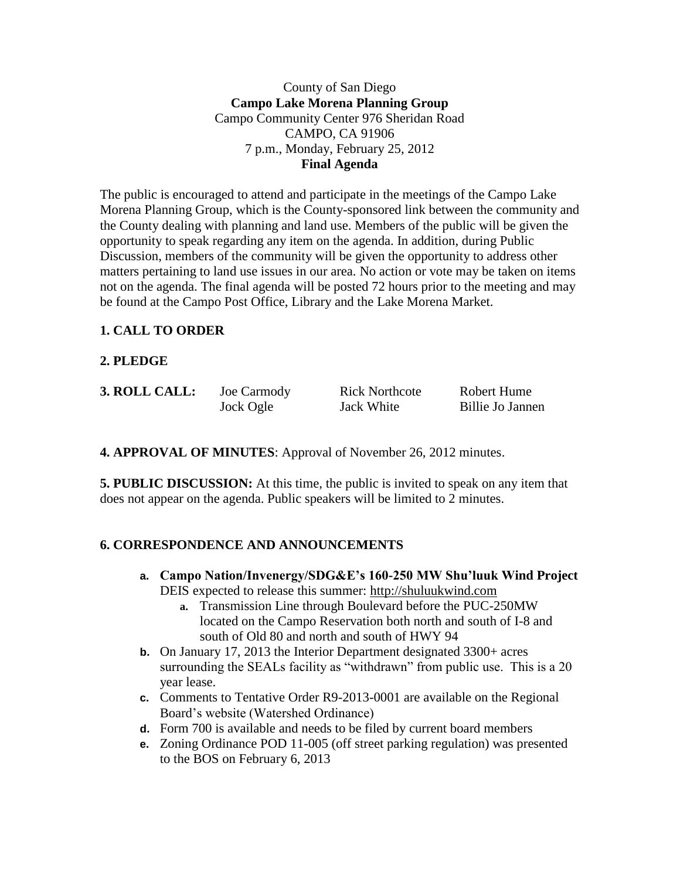County of San Diego

**Campo Lake Morena Planning Group**

Campo Community Center 976 Sheridan Road

CAMPO, CA 91906

7 p.m., Monday, February 25, 2012

**Final Agenda**

The public is encouraged to attend and participate in the meetings of the Campo Lake Morena Planning Group, which is the County-sponsored link between the community and the County dealing with planning and land use. Members of the public will be given the opportunity to speak regarding any item on the agenda. In addition, during Public Discussion, members of the community will be given the opportunity to address other matters pertaining to land use issues in our area. No action or vote may be taken on items not on the agenda. The final agenda will be posted 72 hours prior to the meeting and may be found at the Campo Post Office, Library and the Lake Morena Market.

**1. CALL TO ORDER**

**2. PLEDGE**

**3. ROLL CALL:** Joe Carmody, Rick Northcote, Robert Hume, Jock Ogle, Jack White, Billie Jo Jannen

**4. APPROVAL OF MINUTES**: Approval of November 26, 2012 minutes.

**5. PUBLIC DISCUSSION:** At this time, the public is invited to speak on any item that does not appear on the agenda. Public speakers will be limited to 2 minutes.

**6. CORRESPONDENCE AND ANNOUNCEMENTS**

- **a. Campo Nation/Invenergy/SDG&E's 160-250 MW Shu'luuk Wind Project** DEIS expected to release this summer: http://shuluukwind.com
  - a. Transmission Line through Boulevard before the PUC-250MW located on the Campo Reservation both north and south of I-8 and south of Old 80 and north and south of HWY 94
- **b.** On January 17, 2013 the Interior Department designated 3300+ acres surrounding the SEALs facility as "withdrawn" from public use. This is a 20 year lease.
- **c.** Comments to Tentative Order R9-2013-0001 are available on the Regional Board's website (Watershed Ordinance)
- **d.** Form 700 is available and needs to be filed by current board members
- **e.** Zoning Ordinance POD 11-005 (off street parking regulation) was presented to the BOS on February 6, 2013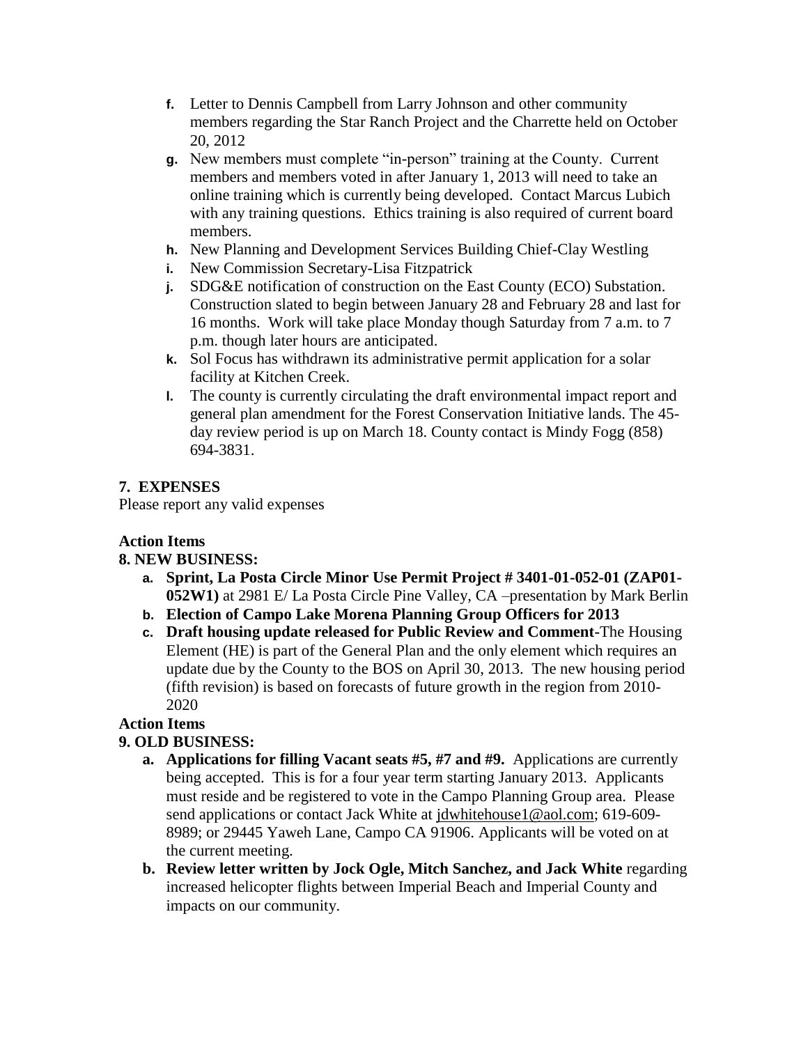f. Letter to Dennis Campbell from Larry Johnson and other community members regarding the Star Ranch Project and the Charrette held on October 20, 2012
g. New members must complete "in-person" training at the County. Current members and members voted in after January 1, 2013 will need to take an online training which is currently being developed. Contact Marcus Lubich with any training questions. Ethics training is also required of current board members.
h. New Planning and Development Services Building Chief-Clay Westling
i. New Commission Secretary-Lisa Fitzpatrick
j. SDG&E notification of construction on the East County (ECO) Substation. Construction slated to begin between January 28 and February 28 and last for 16 months. Work will take place Monday though Saturday from 7 a.m. to 7 p.m. though later hours are anticipated.
k. Sol Focus has withdrawn its administrative permit application for a solar facility at Kitchen Creek.
l. The county is currently circulating the draft environmental impact report and general plan amendment for the Forest Conservation Initiative lands. The 45-day review period is up on March 18. County contact is Mindy Fogg (858) 694-3831.

## 7. EXPENSES

Please report any valid expenses

**Action Items**

## 8. NEW BUSINESS:

a. **Sprint, La Posta Circle Minor Use Permit Project # 3401-01-052-01 (ZAP01-052W1)** at 2981 E/ La Posta Circle Pine Valley, CA –presentation by Mark Berlin
b. **Election of Campo Lake Morena Planning Group Officers for 2013**
c. **Draft housing update released for Public Review and Comment-**The Housing Element (HE) is part of the General Plan and the only element which requires an update due by the County to the BOS on April 30, 2013. The new housing period (fifth revision) is based on forecasts of future growth in the region from 2010-2020

**Action Items**

## 9. OLD BUSINESS:

a. **Applications for filling Vacant seats #5, #7 and #9.** Applications are currently being accepted. This is for a four year term starting January 2013. Applicants must reside and be registered to vote in the Campo Planning Group area. Please send applications or contact Jack White at jdwhitehouse1@aol.com; 619-609-8989; or 29445 Yaweh Lane, Campo CA 91906. Applicants will be voted on at the current meeting.
b. **Review letter written by Jock Ogle, Mitch Sanchez, and Jack White** regarding increased helicopter flights between Imperial Beach and Imperial County and impacts on our community.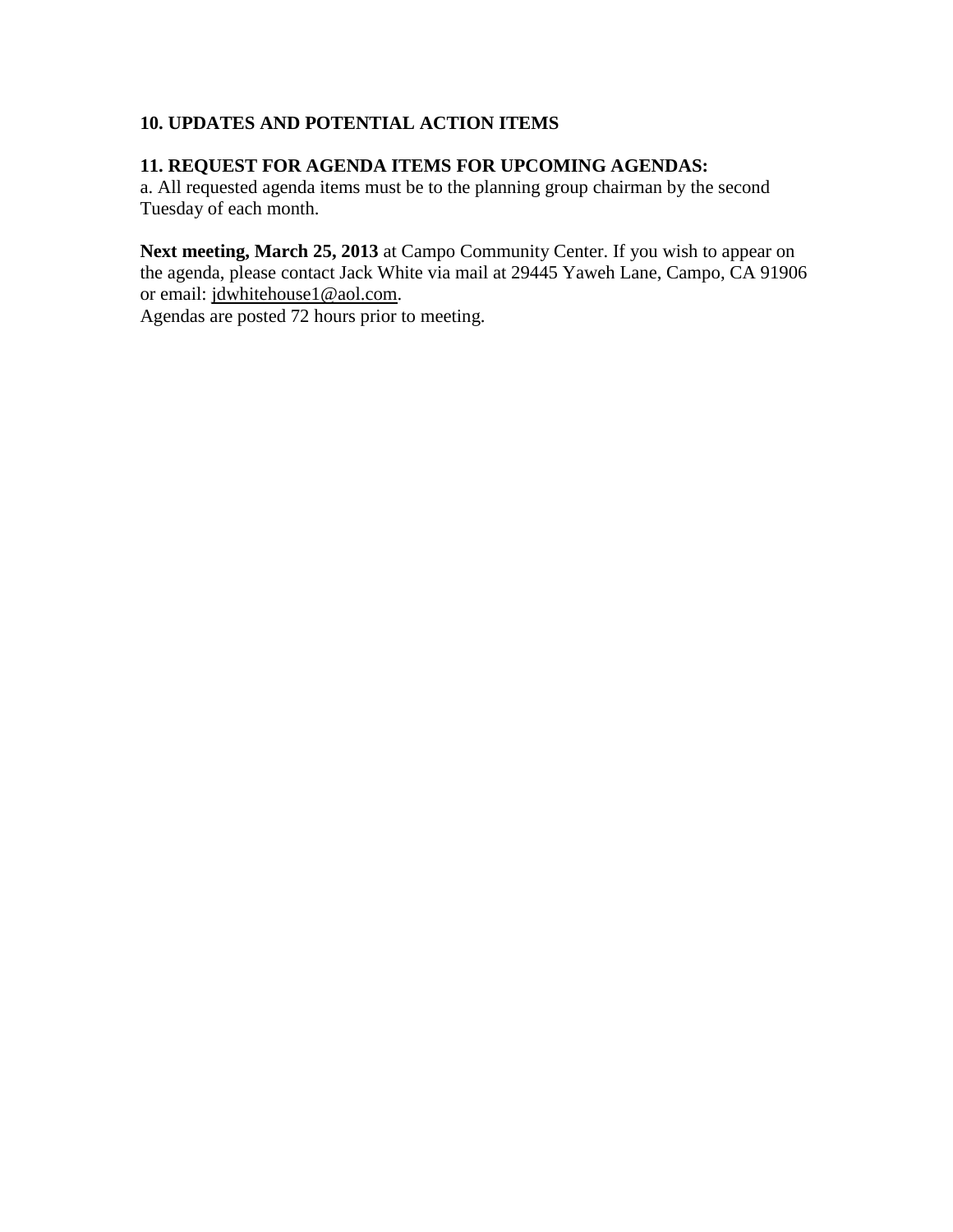**10. UPDATES AND POTENTIAL ACTION ITEMS**

**11. REQUEST FOR AGENDA ITEMS FOR UPCOMING AGENDAS:**

a. All requested agenda items must be to the planning group chairman by the second Tuesday of each month.

**Next meeting, March 25, 2013** at Campo Community Center. If you wish to appear on the agenda, please contact Jack White via mail at 29445 Yaweh Lane, Campo, CA 91906 or email: jdwhitehouse1@aol.com.

Agendas are posted 72 hours prior to meeting.